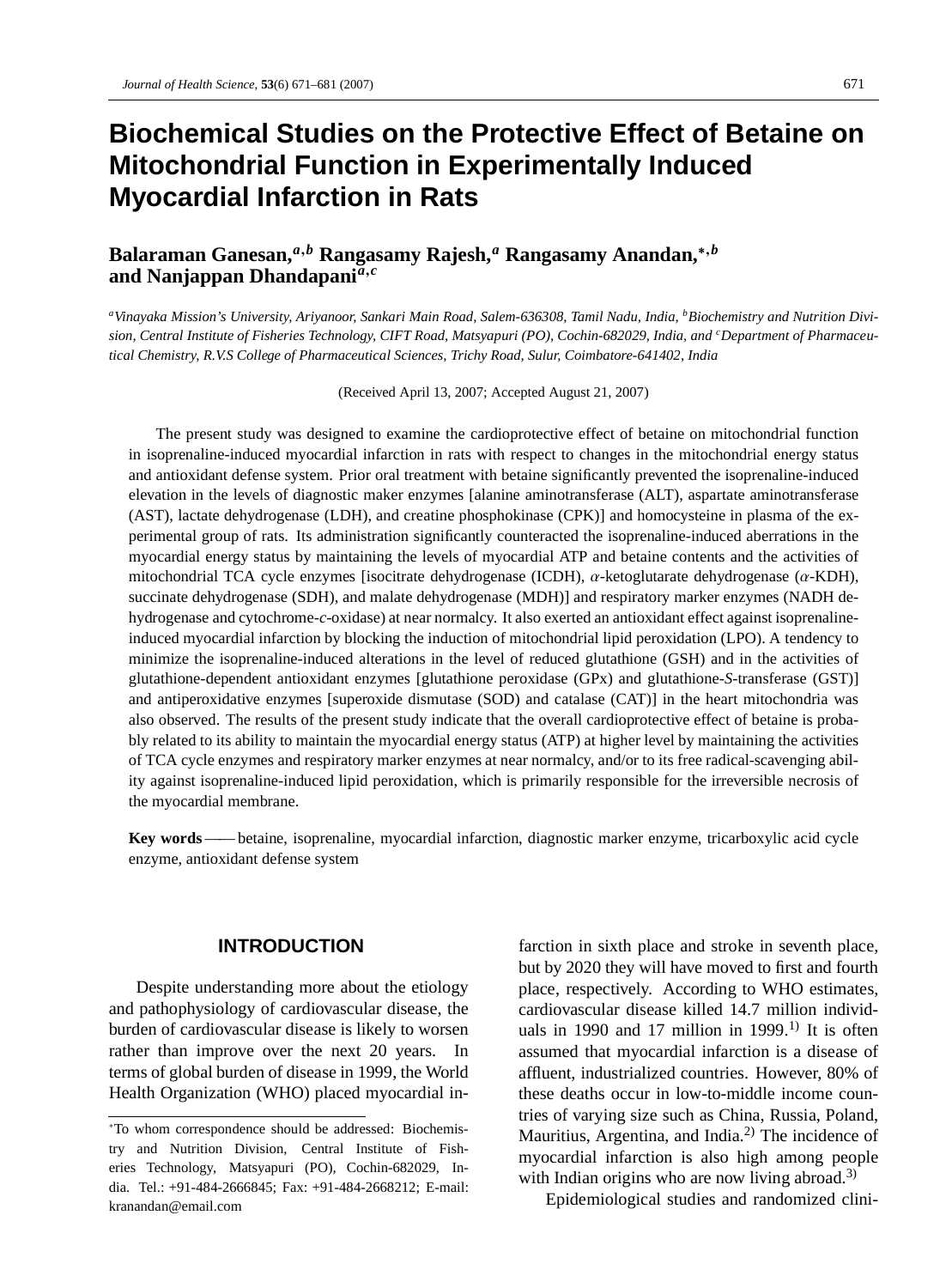# Biochemical Studies on the Protective Effect of Betaine on Mitochondrial Function in Experimentally Induced Myocardial Infarction in Rats

**Balaraman Ganesan,[a,b] Rangasamy Rajesh,[a] Rangasamy Anandan,[*,b] and Nanjappan Dhandapani[a,c]**

*[a]Vinayaka Mission's University, Ariyanoor, Sankari Main Road, Salem-636308, Tamil Nadu, India, [b]Biochemistry and Nutrition Division, Central Institute of Fisheries Technology, CIFT Road, Matsyapuri (PO), Cochin-682029, India, and [c]Department of Pharmaceutical Chemistry, R.V.S College of Pharmaceutical Sciences, Trichy Road, Sulur, Coimbatore-641402, India*

(Received April 13, 2007; Accepted August 21, 2007)

The present study was designed to examine the cardioprotective effect of betaine on mitochondrial function in isoprenaline-induced myocardial infarction in rats with respect to changes in the mitochondrial energy status and antioxidant defense system. Prior oral treatment with betaine significantly prevented the isoprenaline-induced elevation in the levels of diagnostic maker enzymes [alanine aminotransferase (ALT), aspartate aminotransferase (AST), lactate dehydrogenase (LDH), and creatine phosphokinase (CPK)] and homocysteine in plasma of the experimental group of rats. Its administration significantly counteracted the isoprenaline-induced aberrations in the myocardial energy status by maintaining the levels of myocardial ATP and betaine contents and the activities of mitochondrial TCA cycle enzymes [isocitrate dehydrogenase (ICDH), $\alpha$-ketoglutarate dehydrogenase ($\alpha$-KDH), succinate dehydrogenase (SDH), and malate dehydrogenase (MDH)] and respiratory marker enzymes (NADH dehydrogenase and cytochrome-*c*-oxidase) at near normalcy. It also exerted an antioxidant effect against isoprenaline-induced myocardial infarction by blocking the induction of mitochondrial lipid peroxidation (LPO). A tendency to minimize the isoprenaline-induced alterations in the level of reduced glutathione (GSH) and in the activities of glutathione-dependent antioxidant enzymes [glutathione peroxidase (GPx) and glutathione-*S*-transferase (GST)] and antiperoxidative enzymes [superoxide dismutase (SOD) and catalase (CAT)] in the heart mitochondria was also observed. The results of the present study indicate that the overall cardioprotective effect of betaine is probably related to its ability to maintain the myocardial energy status (ATP) at higher level by maintaining the activities of TCA cycle enzymes and respiratory marker enzymes at near normalcy, and/or to its free radical-scavenging ability against isoprenaline-induced lipid peroxidation, which is primarily responsible for the irreversible necrosis of the myocardial membrane.

**Key words** —— betaine, isoprenaline, myocardial infarction, diagnostic marker enzyme, tricarboxylic acid cycle enzyme, antioxidant defense system

## INTRODUCTION

Despite understanding more about the etiology and pathophysiology of cardiovascular disease, the burden of cardiovascular disease is likely to worsen rather than improve over the next 20 years. In terms of global burden of disease in 1999, the World Health Organization (WHO) placed myocardial infarction in sixth place and stroke in seventh place, but by 2020 they will have moved to first and fourth place, respectively. According to WHO estimates, cardiovascular disease killed 14.7 million individuals in 1990 and 17 million in 1999.[1)] It is often assumed that myocardial infarction is a disease of affluent, industrialized countries. However, 80% of these deaths occur in low-to-middle income countries of varying size such as China, Russia, Poland, Mauritius, Argentina, and India.[2)] The incidence of myocardial infarction is also high among people with Indian origins who are now living abroad.[3)]

Epidemiological studies and randomized clini-

[*]To whom correspondence should be addressed: Biochemistry and Nutrition Division, Central Institute of Fisheries Technology, Matsyapuri (PO), Cochin-682029, India. Tel.: +91-484-2666845; Fax: +91-484-2668212; E-mail: kranandan@email.com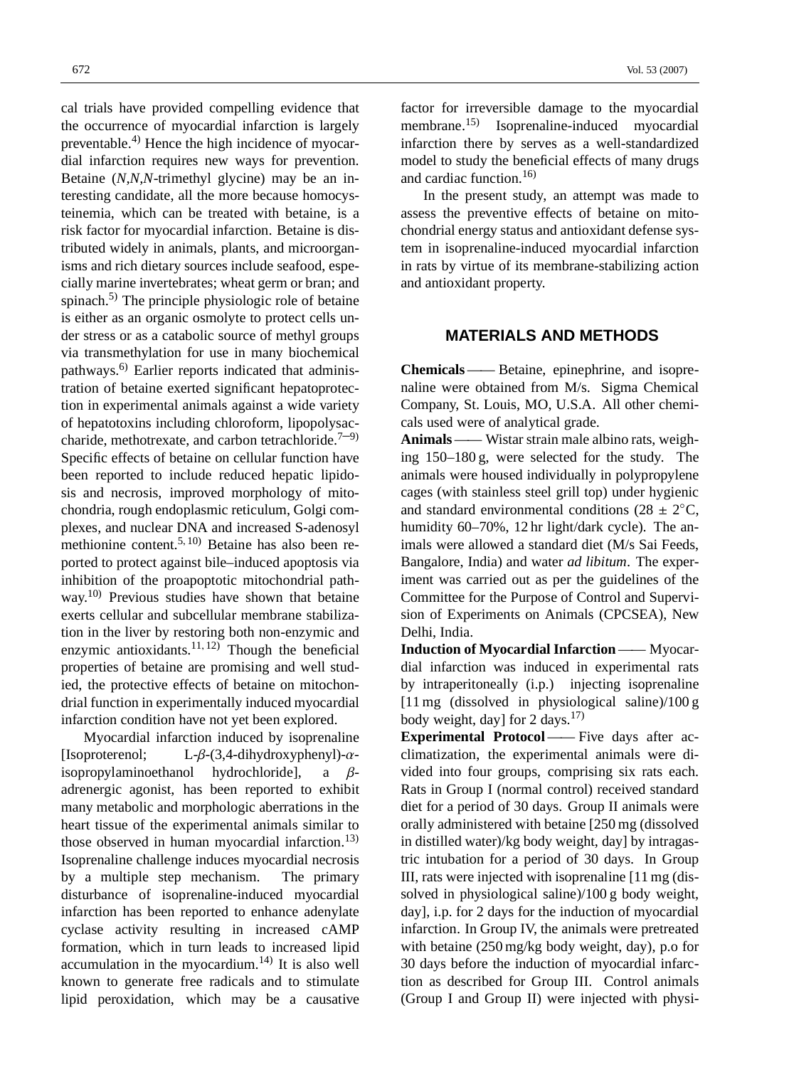cal trials have provided compelling evidence that the occurrence of myocardial infarction is largely preventable.[4] Hence the high incidence of myocardial infarction requires new ways for prevention. Betaine (*N*,*N*,*N*-trimethyl glycine) may be an interesting candidate, all the more because homocysteinemia, which can be treated with betaine, is a risk factor for myocardial infarction. Betaine is distributed widely in animals, plants, and microorganisms and rich dietary sources include seafood, especially marine invertebrates; wheat germ or bran; and spinach.[5] The principle physiologic role of betaine is either as an organic osmolyte to protect cells under stress or as a catabolic source of methyl groups via transmethylation for use in many biochemical pathways.[6] Earlier reports indicated that administration of betaine exerted significant hepatoprotection in experimental animals against a wide variety of hepatotoxins including chloroform, lipopolysaccharide, methotrexate, and carbon tetrachloride.[7–9] Specific effects of betaine on cellular function have been reported to include reduced hepatic lipidosis and necrosis, improved morphology of mitochondria, rough endoplasmic reticulum, Golgi complexes, and nuclear DNA and increased S-adenosyl methionine content.[5,10] Betaine has also been reported to protect against bile–induced apoptosis via inhibition of the proapoptotic mitochondrial pathway.[10] Previous studies have shown that betaine exerts cellular and subcellular membrane stabilization in the liver by restoring both non-enzymic and enzymic antioxidants.[11,12] Though the beneficial properties of betaine are promising and well studied, the protective effects of betaine on mitochondrial function in experimentally induced myocardial infarction condition have not yet been explored.

Myocardial infarction induced by isoprenaline [Isoproterenol; L-$\beta$-(3,4-dihydroxyphenyl)-$\alpha$-isopropylaminoethanol hydrochloride], a $\beta$-adrenergic agonist, has been reported to exhibit many metabolic and morphologic aberrations in the heart tissue of the experimental animals similar to those observed in human myocardial infarction.[13] Isoprenaline challenge induces myocardial necrosis by a multiple step mechanism. The primary disturbance of isoprenaline-induced myocardial infarction has been reported to enhance adenylate cyclase activity resulting in increased cAMP formation, which in turn leads to increased lipid accumulation in the myocardium.[14] It is also well known to generate free radicals and to stimulate lipid peroxidation, which may be a causative factor for irreversible damage to the myocardial membrane.[15] Isoprenaline-induced myocardial infarction there by serves as a well-standardized model to study the beneficial effects of many drugs and cardiac function.[16]

In the present study, an attempt was made to assess the preventive effects of betaine on mitochondrial energy status and antioxidant defense system in isoprenaline-induced myocardial infarction in rats by virtue of its membrane-stabilizing action and antioxidant property.

## MATERIALS AND METHODS

**Chemicals** —— Betaine, epinephrine, and isoprenaline were obtained from M/s. Sigma Chemical Company, St. Louis, MO, U.S.A. All other chemicals used were of analytical grade.

**Animals** —— Wistar strain male albino rats, weighing 150–180 g, were selected for the study. The animals were housed individually in polypropylene cages (with stainless steel grill top) under hygienic and standard environmental conditions (28 ± 2°C, humidity 60–70%, 12 hr light/dark cycle). The animals were allowed a standard diet (M/s Sai Feeds, Bangalore, India) and water *ad libitum*. The experiment was carried out as per the guidelines of the Committee for the Purpose of Control and Supervision of Experiments on Animals (CPCSEA), New Delhi, India.

**Induction of Myocardial Infarction** —— Myocardial infarction was induced in experimental rats by intraperitoneally (i.p.) injecting isoprenaline [11 mg (dissolved in physiological saline)/100 g body weight, day] for 2 days.[17]

**Experimental Protocol** —— Five days after acclimatization, the experimental animals were divided into four groups, comprising six rats each. Rats in Group I (normal control) received standard diet for a period of 30 days. Group II animals were orally administered with betaine [250 mg (dissolved in distilled water)/kg body weight, day] by intragastric intubation for a period of 30 days. In Group III, rats were injected with isoprenaline [11 mg (dissolved in physiological saline)/100 g body weight, day], i.p. for 2 days for the induction of myocardial infarction. In Group IV, the animals were pretreated with betaine (250 mg/kg body weight, day), p.o for 30 days before the induction of myocardial infarction as described for Group III. Control animals (Group I and Group II) were injected with physi-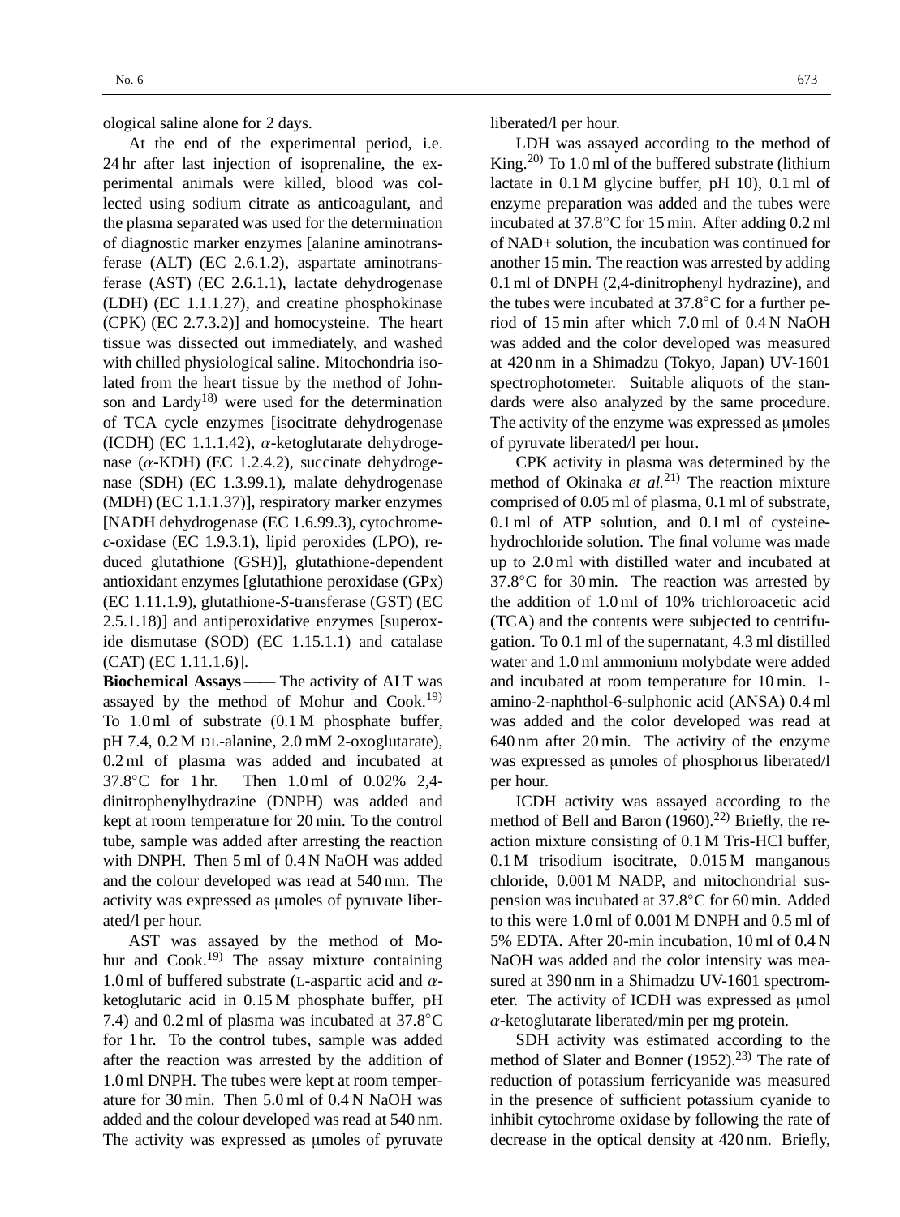ological saline alone for 2 days.

At the end of the experimental period, i.e. 24 hr after last injection of isoprenaline, the experimental animals were killed, blood was collected using sodium citrate as anticoagulant, and the plasma separated was used for the determination of diagnostic marker enzymes [alanine aminotransferase (ALT) (EC 2.6.1.2), aspartate aminotransferase (AST) (EC 2.6.1.1), lactate dehydrogenase (LDH) (EC 1.1.1.27), and creatine phosphokinase (CPK) (EC 2.7.3.2)] and homocysteine. The heart tissue was dissected out immediately, and washed with chilled physiological saline. Mitochondria isolated from the heart tissue by the method of Johnson and Lardy[18] were used for the determination of TCA cycle enzymes [isocitrate dehydrogenase (ICDH) (EC 1.1.1.42), $\alpha$-ketoglutarate dehydrogenase ($\alpha$-KDH) (EC 1.2.4.2), succinate dehydrogenase (SDH) (EC 1.3.99.1), malate dehydrogenase (MDH) (EC 1.1.1.37)], respiratory marker enzymes [NADH dehydrogenase (EC 1.6.99.3), cytochrome-*c*-oxidase (EC 1.9.3.1), lipid peroxides (LPO), reduced glutathione (GSH)], glutathione-dependent antioxidant enzymes [glutathione peroxidase (GPx) (EC 1.11.1.9), glutathione-*S*-transferase (GST) (EC 2.5.1.18)] and antiperoxidative enzymes [superoxide dismutase (SOD) (EC 1.15.1.1) and catalase (CAT) (EC 1.11.1.6)].

**Biochemical Assays** —— The activity of ALT was assayed by the method of Mohur and Cook.[19] To 1.0 ml of substrate (0.1 M phosphate buffer, pH 7.4, 0.2 M DL-alanine, 2.0 mM 2-oxoglutarate), 0.2 ml of plasma was added and incubated at 37.8°C for 1 hr. Then 1.0 ml of 0.02% 2,4-dinitrophenylhydrazine (DNPH) was added and kept at room temperature for 20 min. To the control tube, sample was added after arresting the reaction with DNPH. Then 5 ml of 0.4 N NaOH was added and the colour developed was read at 540 nm. The activity was expressed as μmoles of pyruvate liberated/l per hour.

AST was assayed by the method of Mohur and Cook.[19] The assay mixture containing 1.0 ml of buffered substrate (L-aspartic acid and $\alpha$-ketoglutaric acid in 0.15 M phosphate buffer, pH 7.4) and 0.2 ml of plasma was incubated at 37.8°C for 1 hr. To the control tubes, sample was added after the reaction was arrested by the addition of 1.0 ml DNPH. The tubes were kept at room temperature for 30 min. Then 5.0 ml of 0.4 N NaOH was added and the colour developed was read at 540 nm. The activity was expressed as μmoles of pyruvate liberated/l per hour.

LDH was assayed according to the method of King.[20] To 1.0 ml of the buffered substrate (lithium lactate in 0.1 M glycine buffer, pH 10), 0.1 ml of enzyme preparation was added and the tubes were incubated at 37.8°C for 15 min. After adding 0.2 ml of NAD+ solution, the incubation was continued for another 15 min. The reaction was arrested by adding 0.1 ml of DNPH (2,4-dinitrophenyl hydrazine), and the tubes were incubated at 37.8°C for a further period of 15 min after which 7.0 ml of 0.4 N NaOH was added and the color developed was measured at 420 nm in a Shimadzu (Tokyo, Japan) UV-1601 spectrophotometer. Suitable aliquots of the standards were also analyzed by the same procedure. The activity of the enzyme was expressed as μmoles of pyruvate liberated/l per hour.

CPK activity in plasma was determined by the method of Okinaka *et al.*[21] The reaction mixture comprised of 0.05 ml of plasma, 0.1 ml of substrate, 0.1 ml of ATP solution, and 0.1 ml of cysteine-hydrochloride solution. The final volume was made up to 2.0 ml with distilled water and incubated at 37.8°C for 30 min. The reaction was arrested by the addition of 1.0 ml of 10% trichloroacetic acid (TCA) and the contents were subjected to centrifugation. To 0.1 ml of the supernatant, 4.3 ml distilled water and 1.0 ml ammonium molybdate were added and incubated at room temperature for 10 min. 1-amino-2-naphthol-6-sulphonic acid (ANSA) 0.4 ml was added and the color developed was read at 640 nm after 20 min. The activity of the enzyme was expressed as μmoles of phosphorus liberated/l per hour.

ICDH activity was assayed according to the method of Bell and Baron (1960).[22] Briefly, the reaction mixture consisting of 0.1 M Tris-HCl buffer, 0.1 M trisodium isocitrate, 0.015 M manganous chloride, 0.001 M NADP, and mitochondrial suspension was incubated at 37.8°C for 60 min. Added to this were 1.0 ml of 0.001 M DNPH and 0.5 ml of 5% EDTA. After 20-min incubation, 10 ml of 0.4 N NaOH was added and the color intensity was measured at 390 nm in a Shimadzu UV-1601 spectrometer. The activity of ICDH was expressed as μmol $\alpha$-ketoglutarate liberated/min per mg protein.

SDH activity was estimated according to the method of Slater and Bonner (1952).[23] The rate of reduction of potassium ferricyanide was measured in the presence of sufficient potassium cyanide to inhibit cytochrome oxidase by following the rate of decrease in the optical density at 420 nm. Briefly,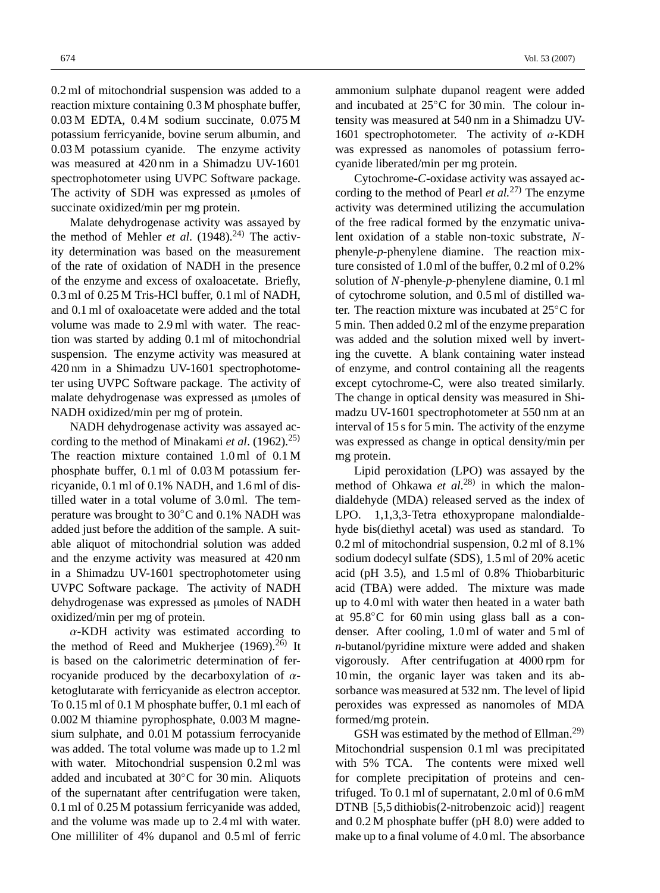0.2 ml of mitochondrial suspension was added to a reaction mixture containing 0.3 M phosphate buffer, 0.03 M EDTA, 0.4 M sodium succinate, 0.075 M potassium ferricyanide, bovine serum albumin, and 0.03 M potassium cyanide. The enzyme activity was measured at 420 nm in a Shimadzu UV-1601 spectrophotometer using UVPC Software package. The activity of SDH was expressed as μmoles of succinate oxidized/min per mg protein.

Malate dehydrogenase activity was assayed by the method of Mehler *et al*. (1948).[24] The activity determination was based on the measurement of the rate of oxidation of NADH in the presence of the enzyme and excess of oxaloacetate. Briefly, 0.3 ml of 0.25 M Tris-HCl buffer, 0.1 ml of NADH, and 0.1 ml of oxaloacetate were added and the total volume was made to 2.9 ml with water. The reaction was started by adding 0.1 ml of mitochondrial suspension. The enzyme activity was measured at 420 nm in a Shimadzu UV-1601 spectrophotometer using UVPC Software package. The activity of malate dehydrogenase was expressed as μmoles of NADH oxidized/min per mg of protein.

NADH dehydrogenase activity was assayed according to the method of Minakami *et al*. (1962).[25] The reaction mixture contained 1.0 ml of 0.1 M phosphate buffer, 0.1 ml of 0.03 M potassium ferricyanide, 0.1 ml of 0.1% NADH, and 1.6 ml of distilled water in a total volume of 3.0 ml. The temperature was brought to 30°C and 0.1% NADH was added just before the addition of the sample. A suitable aliquot of mitochondrial solution was added and the enzyme activity was measured at 420 nm in a Shimadzu UV-1601 spectrophotometer using UVPC Software package. The activity of NADH dehydrogenase was expressed as μmoles of NADH oxidized/min per mg of protein.

$\alpha$-KDH activity was estimated according to the method of Reed and Mukherjee (1969).[26] It is based on the calorimetric determination of ferrocyanide produced by the decarboxylation of $\alpha$-ketoglutarate with ferricyanide as electron acceptor. To 0.15 ml of 0.1 M phosphate buffer, 0.1 ml each of 0.002 M thiamine pyrophosphate, 0.003 M magnesium sulphate, and 0.01 M potassium ferrocyanide was added. The total volume was made up to 1.2 ml with water. Mitochondrial suspension 0.2 ml was added and incubated at 30°C for 30 min. Aliquots of the supernatant after centrifugation were taken, 0.1 ml of 0.25 M potassium ferricyanide was added, and the volume was made up to 2.4 ml with water. One milliliter of 4% dupanol and 0.5 ml of ferric ammonium sulphate dupanol reagent were added and incubated at 25°C for 30 min. The colour intensity was measured at 540 nm in a Shimadzu UV-1601 spectrophotometer. The activity of $\alpha$-KDH was expressed as nanomoles of potassium ferrocyanide liberated/min per mg protein.

Cytochrome-*C*-oxidase activity was assayed according to the method of Pearl *et al.*[27] The enzyme activity was determined utilizing the accumulation of the free radical formed by the enzymatic univalent oxidation of a stable non-toxic substrate, *N*-phenyle-*p*-phenylene diamine. The reaction mixture consisted of 1.0 ml of the buffer, 0.2 ml of 0.2% solution of *N*-phenyle-*p*-phenylene diamine, 0.1 ml of cytochrome solution, and 0.5 ml of distilled water. The reaction mixture was incubated at 25°C for 5 min. Then added 0.2 ml of the enzyme preparation was added and the solution mixed well by inverting the cuvette. A blank containing water instead of enzyme, and control containing all the reagents except cytochrome-C, were also treated similarly. The change in optical density was measured in Shimadzu UV-1601 spectrophotometer at 550 nm at an interval of 15 s for 5 min. The activity of the enzyme was expressed as change in optical density/min per mg protein.

Lipid peroxidation (LPO) was assayed by the method of Ohkawa *et al.*[28] in which the malondialdehyde (MDA) released served as the index of LPO. 1,1,3,3-Tetra ethoxypropane malondialdehyde bis(diethyl acetal) was used as standard. To 0.2 ml of mitochondrial suspension, 0.2 ml of 8.1% sodium dodecyl sulfate (SDS), 1.5 ml of 20% acetic acid (pH 3.5), and 1.5 ml of 0.8% Thiobarbituric acid (TBA) were added. The mixture was made up to 4.0 ml with water then heated in a water bath at 95.8°C for 60 min using glass ball as a condenser. After cooling, 1.0 ml of water and 5 ml of *n*-butanol/pyridine mixture were added and shaken vigorously. After centrifugation at 4000 rpm for 10 min, the organic layer was taken and its absorbance was measured at 532 nm. The level of lipid peroxides was expressed as nanomoles of MDA formed/mg protein.

GSH was estimated by the method of Ellman.[29] Mitochondrial suspension 0.1 ml was precipitated with 5% TCA. The contents were mixed well for complete precipitation of proteins and centrifuged. To 0.1 ml of supernatant, 2.0 ml of 0.6 mM DTNB [5,5 dithiobis(2-nitrobenzoic acid)] reagent and 0.2 M phosphate buffer (pH 8.0) were added to make up to a final volume of 4.0 ml. The absorbance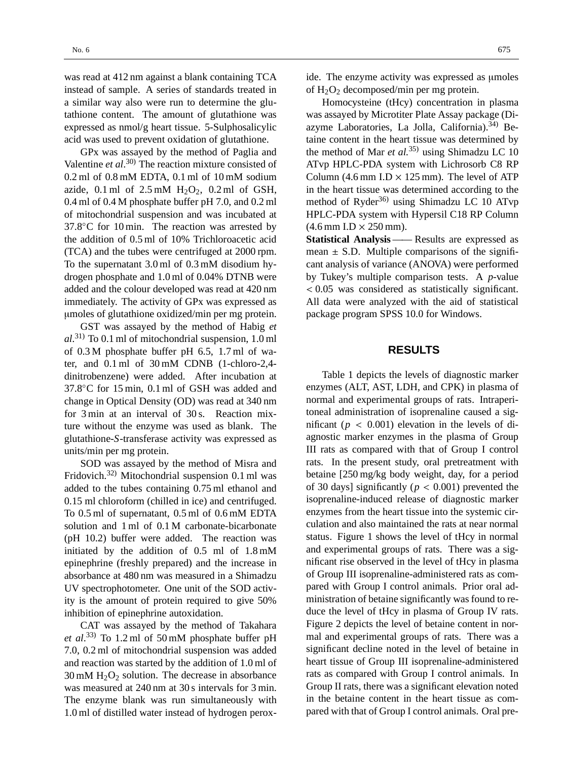was read at 412 nm against a blank containing TCA instead of sample. A series of standards treated in a similar way also were run to determine the glutathione content. The amount of glutathione was expressed as nmol/g heart tissue. 5-Sulphosalicylic acid was used to prevent oxidation of glutathione.

GPx was assayed by the method of Paglia and Valentine *et al*.[30] The reaction mixture consisted of 0.2 ml of 0.8 mM EDTA, 0.1 ml of 10 mM sodium azide, 0.1 ml of 2.5 mM $H_2O_2$, 0.2 ml of GSH, 0.4 ml of 0.4 M phosphate buffer pH 7.0, and 0.2 ml of mitochondrial suspension and was incubated at 37.8°C for 10 min. The reaction was arrested by the addition of 0.5 ml of 10% Trichloroacetic acid (TCA) and the tubes were centrifuged at 2000 rpm. To the supernatant 3.0 ml of 0.3 mM disodium hydrogen phosphate and 1.0 ml of 0.04% DTNB were added and the colour developed was read at 420 nm immediately. The activity of GPx was expressed as μmoles of glutathione oxidized/min per mg protein.

GST was assayed by the method of Habig *et al*.[31] To 0.1 ml of mitochondrial suspension, 1.0 ml of 0.3 M phosphate buffer pH 6.5, 1.7 ml of water, and 0.1 ml of 30 mM CDNB (1-chloro-2,4-dinitrobenzene) were added. After incubation at 37.8°C for 15 min, 0.1 ml of GSH was added and change in Optical Density (OD) was read at 340 nm for 3 min at an interval of 30 s. Reaction mixture without the enzyme was used as blank. The glutathione-*S*-transferase activity was expressed as units/min per mg protein.

SOD was assayed by the method of Misra and Fridovich.[32] Mitochondrial suspension 0.1 ml was added to the tubes containing 0.75 ml ethanol and 0.15 ml chloroform (chilled in ice) and centrifuged. To 0.5 ml of supernatant, 0.5 ml of 0.6 mM EDTA solution and 1 ml of 0.1 M carbonate-bicarbonate (pH 10.2) buffer were added. The reaction was initiated by the addition of 0.5 ml of 1.8 mM epinephrine (freshly prepared) and the increase in absorbance at 480 nm was measured in a Shimadzu UV spectrophotometer. One unit of the SOD activity is the amount of protein required to give 50% inhibition of epinephrine autoxidation.

CAT was assayed by the method of Takahara *et al*.[33] To 1.2 ml of 50 mM phosphate buffer pH 7.0, 0.2 ml of mitochondrial suspension was added and reaction was started by the addition of 1.0 ml of 30 mM $H_2O_2$ solution. The decrease in absorbance was measured at 240 nm at 30 s intervals for 3 min. The enzyme blank was run simultaneously with 1.0 ml of distilled water instead of hydrogen peroxide. The enzyme activity was expressed as μmoles of $H_2O_2$ decomposed/min per mg protein.

Homocysteine (tHcy) concentration in plasma was assayed by Microtiter Plate Assay package (Diazyme Laboratories, La Jolla, California).[34] Betaine content in the heart tissue was determined by the method of Mar *et al.*[35] using Shimadzu LC 10 ATvp HPLC-PDA system with Lichrosorb C8 RP Column (4.6 mm I.D × 125 mm). The level of ATP in the heart tissue was determined according to the method of Ryder[36] using Shimadzu LC 10 ATvp HPLC-PDA system with Hypersil C18 RP Column (4.6 mm I.D × 250 mm).

**Statistical Analysis** —— Results are expressed as mean ± S.D. Multiple comparisons of the significant analysis of variance (ANOVA) were performed by Tukey's multiple comparison tests. A *p*-value $< 0.05$ was considered as statistically significant. All data were analyzed with the aid of statistical package program SPSS 10.0 for Windows.

## RESULTS

Table 1 depicts the levels of diagnostic marker enzymes (ALT, AST, LDH, and CPK) in plasma of normal and experimental groups of rats. Intraperitoneal administration of isoprenaline caused a significant ($p < 0.001$) elevation in the levels of diagnostic marker enzymes in the plasma of Group III rats as compared with that of Group I control rats. In the present study, oral pretreatment with betaine [250 mg/kg body weight, day, for a period of 30 days] significantly ($p < 0.001$) prevented the isoprenaline-induced release of diagnostic marker enzymes from the heart tissue into the systemic circulation and also maintained the rats at near normal status. Figure 1 shows the level of tHcy in normal and experimental groups of rats. There was a significant rise observed in the level of tHcy in plasma of Group III isoprenaline-administered rats as compared with Group I control animals. Prior oral administration of betaine significantly was found to reduce the level of tHcy in plasma of Group IV rats. Figure 2 depicts the level of betaine content in normal and experimental groups of rats. There was a significant decline noted in the level of betaine in heart tissue of Group III isoprenaline-administered rats as compared with Group I control animals. In Group II rats, there was a significant elevation noted in the betaine content in the heart tissue as compared with that of Group I control animals. Oral pre-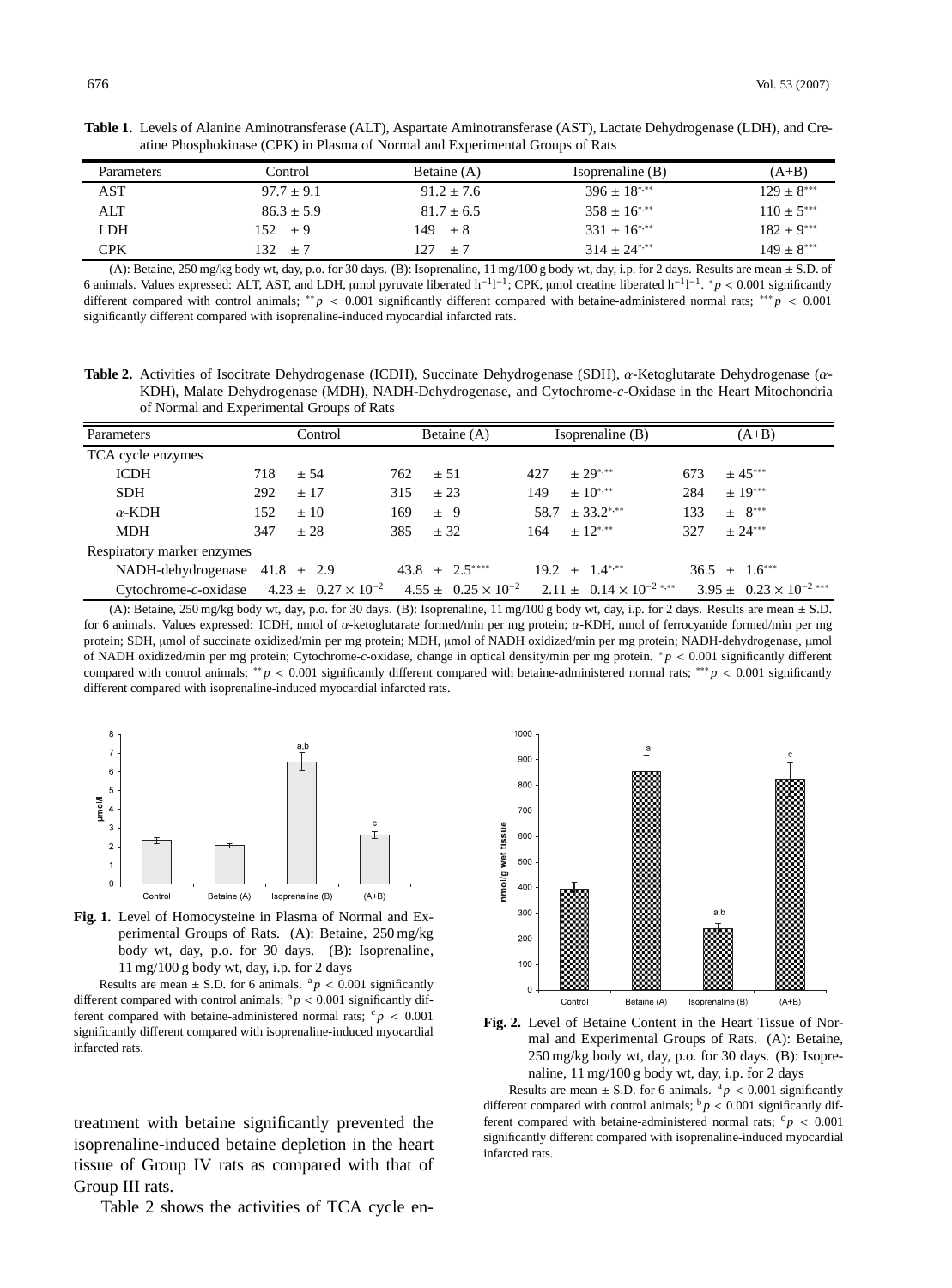**Table 1.** Levels of Alanine Aminotransferase (ALT), Aspartate Aminotransferase (AST), Lactate Dehydrogenase (LDH), and Creatine Phosphokinase (CPK) in Plasma of Normal and Experimental Groups of Rats

| Parameters | Control | Betaine (A) | Isoprenaline (B) | (A+B) |
|---|---|---|---|---|
| AST | 97.7 ± 9.1 | 91.2 ± 7.6 | 396 ± 18$^{*,**}$ | 129 ± 8$^{***}$ |
| ALT | 86.3 ± 5.9 | 81.7 ± 6.5 | 358 ± 16$^{*,**}$ | 110 ± 5$^{***}$ |
| LDH | 152 ± 9 | 149 ± 8 | 331 ± 16$^{*,**}$ | 182 ± 9$^{***}$ |
| CPK | 132 ± 7 | 127 ± 7 | 314 ± 24$^{*,**}$ | 149 ± 8$^{***}$ |

(A): Betaine, 250 mg/kg body wt, day, p.o. for 30 days. (B): Isoprenaline, 11 mg/100 g body wt, day, i.p. for 2 days. Results are mean ± S.D. of 6 animals. Values expressed: ALT, AST, and LDH, μmol pyruvate liberated $h^{-1}l^{-1}$; CPK, μmol creatine liberated $h^{-1}l^{-1}$. $^{*}p < 0.001$ significantly different compared with control animals; $^{**}p < 0.001$ significantly different compared with betaine-administered normal rats; $^{***}p < 0.001$ significantly different compared with isoprenaline-induced myocardial infarcted rats.

**Table 2.** Activities of Isocitrate Dehydrogenase (ICDH), Succinate Dehydrogenase (SDH), $\alpha$-Ketoglutarate Dehydrogenase ($\alpha$-KDH), Malate Dehydrogenase (MDH), NADH-Dehydrogenase, and Cytochrome-*c*-Oxidase in the Heart Mitochondria of Normal and Experimental Groups of Rats

| Parameters | Control | Betaine (A) | Isoprenaline (B) | (A+B) |
|---|---|---|---|---|
| TCA cycle enzymes | | | | |
| ICDH | 718 ± 54 | 762 ± 51 | 427 ± 29$^{*,**}$ | 673 ± 45$^{***}$ |
| SDH | 292 ± 17 | 315 ± 23 | 149 ± 10$^{*,**}$ | 284 ± 19$^{***}$ |
| $\alpha$-KDH | 152 ± 10 | 169 ± 9 | 58.7 ± 33.2$^{*,**}$ | 133 ± 8$^{***}$ |
| MDH | 347 ± 28 | 385 ± 32 | 164 ± 12$^{*,**}$ | 327 ± 24$^{***}$ |
| Respiratory marker enzymes | | | | |
| NADH-dehydrogenase | 41.8 ± 2.9 | 43.8 ± 2.5$^{****}$ | 19.2 ± 1.4$^{*,**}$ | 36.5 ± 1.6$^{***}$ |
| Cytochrome-*c*-oxidase | 4.23 ± 0.27 × $10^{-2}$ | 4.55 ± 0.25 × $10^{-2}$ | 2.11 ± 0.14 × $10^{-2}$ $^{*,**}$ | 3.95 ± 0.23 × $10^{-2}$ $^{***}$ |

(A): Betaine, 250 mg/kg body wt, day, p.o. for 30 days. (B): Isoprenaline, 11 mg/100 g body wt, day, i.p. for 2 days. Results are mean ± S.D. for 6 animals. Values expressed: ICDH, nmol of $\alpha$-ketoglutarate formed/min per mg protein; $\alpha$-KDH, nmol of ferrocyanide formed/min per mg protein; SDH, μmol of succinate oxidized/min per mg protein; MDH, μmol of NADH oxidized/min per mg protein; NADH-dehydrogenase, μmol of NADH oxidized/min per mg protein; Cytochrome-*c*-oxidase, change in optical density/min per mg protein. $^{*}p < 0.001$ significantly different compared with control animals; $^{**}p < 0.001$ significantly different compared with betaine-administered normal rats; $^{***}p < 0.001$ significantly different compared with isoprenaline-induced myocardial infarcted rats.

**Fig. 1.** Level of Homocysteine in Plasma of Normal and Experimental Groups of Rats. (A): Betaine, 250 mg/kg body wt, day, p.o. for 30 days. (B): Isoprenaline, 11 mg/100 g body wt, day, i.p. for 2 days

Results are mean ± S.D. for 6 animals. $^{a}p < 0.001$ significantly different compared with control animals; $^{b}p < 0.001$ significantly different compared with betaine-administered normal rats; $^{c}p < 0.001$ significantly different compared with isoprenaline-induced myocardial infarcted rats.

**Fig. 2.** Level of Betaine Content in the Heart Tissue of Normal and Experimental Groups of Rats. (A): Betaine, 250 mg/kg body wt, day, p.o. for 30 days. (B): Isoprenaline, 11 mg/100 g body wt, day, i.p. for 2 days

Results are mean ± S.D. for 6 animals. $^{a}p < 0.001$ significantly different compared with control animals; $^{b}p < 0.001$ significantly different compared with betaine-administered normal rats; $^{c}p < 0.001$ significantly different compared with isoprenaline-induced myocardial infarcted rats.

treatment with betaine significantly prevented the isoprenaline-induced betaine depletion in the heart tissue of Group IV rats as compared with that of Group III rats.

Table 2 shows the activities of TCA cycle en-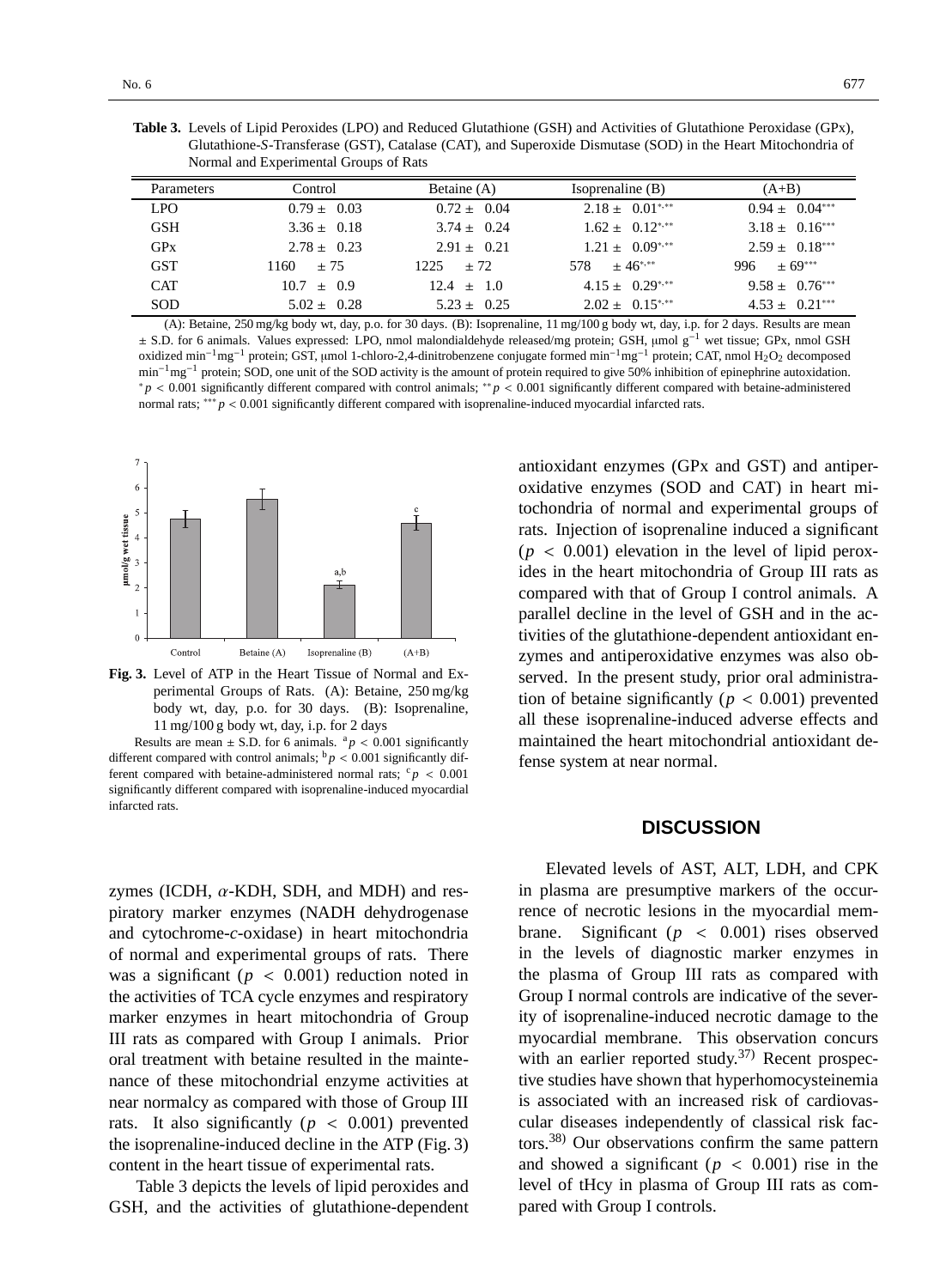**Table 3.** Levels of Lipid Peroxides (LPO) and Reduced Glutathione (GSH) and Activities of Glutathione Peroxidase (GPx), Glutathione-*S*-Transferase (GST), Catalase (CAT), and Superoxide Dismutase (SOD) in the Heart Mitochondria of Normal and Experimental Groups of Rats

| Parameters | Control | Betaine (A) | Isoprenaline (B) | (A+B) |
|---|---|---|---|---|
| LPO | $0.79 \pm 0.03$ | $0.72 \pm 0.04$ | $2.18 \pm 0.01^{*,**}$ | $0.94 \pm 0.04^{***}$ |
| GSH | $3.36 \pm 0.18$ | $3.74 \pm 0.24$ | $1.62 \pm 0.12^{*,**}$ | $3.18 \pm 0.16^{***}$ |
| GPx | $2.78 \pm 0.23$ | $2.91 \pm 0.21$ | $1.21 \pm 0.09^{*,**}$ | $2.59 \pm 0.18^{***}$ |
| GST | $1160 \pm 75$ | $1225 \pm 72$ | $578 \pm 46^{*,**}$ | $996 \pm 69^{***}$ |
| CAT | $10.7 \pm 0.9$ | $12.4 \pm 1.0$ | $4.15 \pm 0.29^{*,**}$ | $9.58 \pm 0.76^{***}$ |
| SOD | $5.02 \pm 0.28$ | $5.23 \pm 0.25$ | $2.02 \pm 0.15^{*,**}$ | $4.53 \pm 0.21^{***}$ |

(A): Betaine, 250 mg/kg body wt, day, p.o. for 30 days. (B): Isoprenaline, 11 mg/100 g body wt, day, i.p. for 2 days. Results are mean ± S.D. for 6 animals. Values expressed: LPO, nmol malondialdehyde released/mg protein; GSH, μmol $g^{-1}$ wet tissue; GPx, nmol GSH oxidized $min^{-1}mg^{-1}$ protein; GST, μmol 1-chloro-2,4-dinitrobenzene conjugate formed $min^{-1}mg^{-1}$ protein; CAT, nmol $H_2O_2$ decomposed $min^{-1}mg^{-1}$ protein; SOD, one unit of the SOD activity is the amount of protein required to give 50% inhibition of epinephrine autoxidation. $^{*}p < 0.001$ significantly different compared with control animals; $^{**}p < 0.001$ significantly different compared with betaine-administered normal rats; $^{***}p < 0.001$ significantly different compared with isoprenaline-induced myocardial infarcted rats.

**Fig. 3.** Level of ATP in the Heart Tissue of Normal and Experimental Groups of Rats. (A): Betaine, 250 mg/kg body wt, day, p.o. for 30 days. (B): Isoprenaline, 11 mg/100 g body wt, day, i.p. for 2 days

Results are mean ± S.D. for 6 animals. $^{a}p < 0.001$ significantly different compared with control animals; $^{b}p < 0.001$ significantly different compared with betaine-administered normal rats; $^{c}p < 0.001$ significantly different compared with isoprenaline-induced myocardial infarcted rats.

zymes (ICDH, $\alpha$-KDH, SDH, and MDH) and respiratory marker enzymes (NADH dehydrogenase and cytochrome-*c*-oxidase) in heart mitochondria of normal and experimental groups of rats. There was a significant ($p < 0.001$) reduction noted in the activities of TCA cycle enzymes and respiratory marker enzymes in heart mitochondria of Group III rats as compared with Group I animals. Prior oral treatment with betaine resulted in the maintenance of these mitochondrial enzyme activities at near normalcy as compared with those of Group III rats. It also significantly ($p < 0.001$) prevented the isoprenaline-induced decline in the ATP (Fig. 3) content in the heart tissue of experimental rats.

Table 3 depicts the levels of lipid peroxides and GSH, and the activities of glutathione-dependent antioxidant enzymes (GPx and GST) and antiperoxidative enzymes (SOD and CAT) in heart mitochondria of normal and experimental groups of rats. Injection of isoprenaline induced a significant ($p < 0.001$) elevation in the level of lipid peroxides in the heart mitochondria of Group III rats as compared with that of Group I control animals. A parallel decline in the level of GSH and in the activities of the glutathione-dependent antioxidant enzymes and antiperoxidative enzymes was also observed. In the present study, prior oral administration of betaine significantly ($p < 0.001$) prevented all these isoprenaline-induced adverse effects and maintained the heart mitochondrial antioxidant defense system at near normal.

## DISCUSSION

Elevated levels of AST, ALT, LDH, and CPK in plasma are presumptive markers of the occurrence of necrotic lesions in the myocardial membrane. Significant ($p < 0.001$) rises observed in the levels of diagnostic marker enzymes in the plasma of Group III rats as compared with Group I normal controls are indicative of the severity of isoprenaline-induced necrotic damage to the myocardial membrane. This observation concurs with an earlier reported study.[37] Recent prospective studies have shown that hyperhomocysteinemia is associated with an increased risk of cardiovascular diseases independently of classical risk factors.[38] Our observations confirm the same pattern and showed a significant ($p < 0.001$) rise in the level of tHcy in plasma of Group III rats as compared with Group I controls.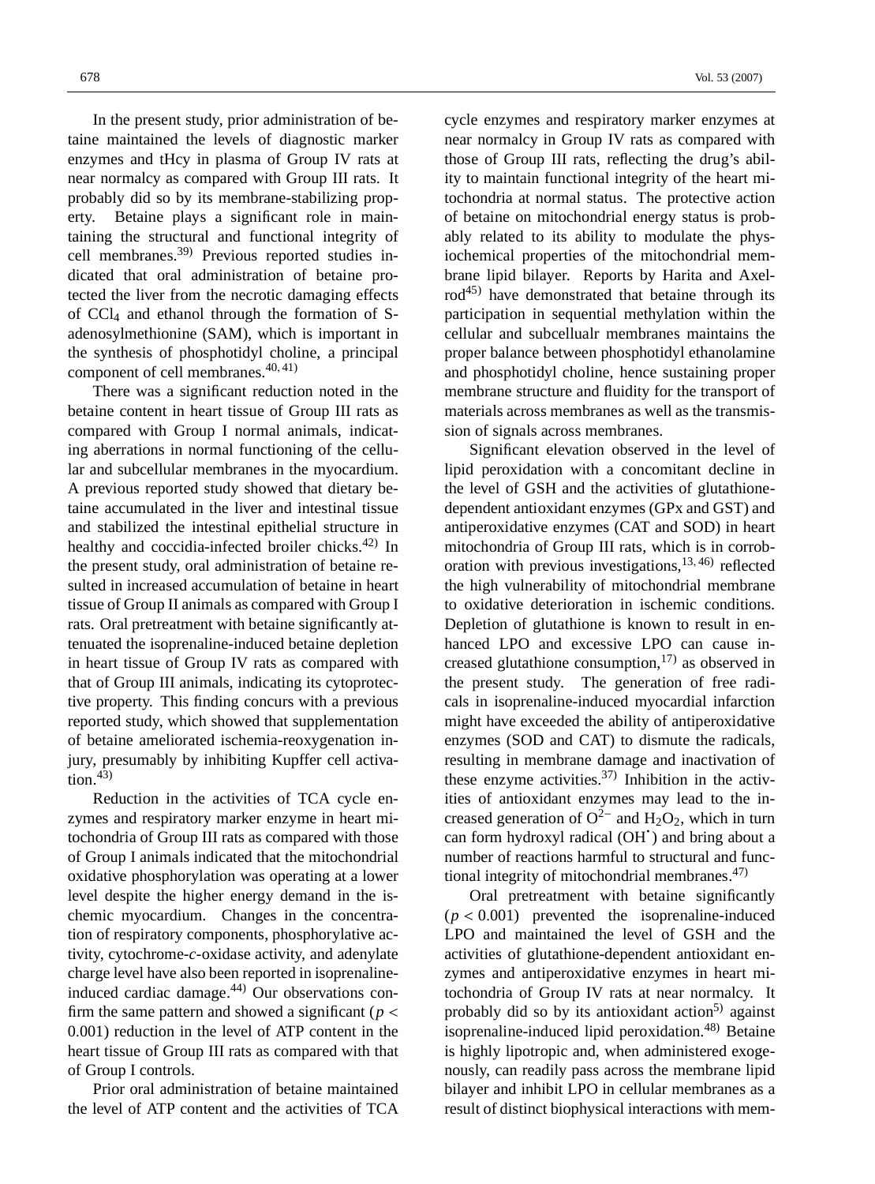In the present study, prior administration of betaine maintained the levels of diagnostic marker enzymes and tHcy in plasma of Group IV rats at near normalcy as compared with Group III rats. It probably did so by its membrane-stabilizing property. Betaine plays a significant role in maintaining the structural and functional integrity of cell membranes.[39] Previous reported studies indicated that oral administration of betaine protected the liver from the necrotic damaging effects of $CCl_4$ and ethanol through the formation of S-adenosylmethionine (SAM), which is important in the synthesis of phosphotidyl choline, a principal component of cell membranes.[40, 41]

There was a significant reduction noted in the betaine content in heart tissue of Group III rats as compared with Group I normal animals, indicating aberrations in normal functioning of the cellular and subcellular membranes in the myocardium. A previous reported study showed that dietary betaine accumulated in the liver and intestinal tissue and stabilized the intestinal epithelial structure in healthy and coccidia-infected broiler chicks.[42] In the present study, oral administration of betaine resulted in increased accumulation of betaine in heart tissue of Group II animals as compared with Group I rats. Oral pretreatment with betaine significantly attenuated the isoprenaline-induced betaine depletion in heart tissue of Group IV rats as compared with that of Group III animals, indicating its cytoprotective property. This finding concurs with a previous reported study, which showed that supplementation of betaine ameliorated ischemia-reoxygenation injury, presumably by inhibiting Kupffer cell activation.[43]

Reduction in the activities of TCA cycle enzymes and respiratory marker enzyme in heart mitochondria of Group III rats as compared with those of Group I animals indicated that the mitochondrial oxidative phosphorylation was operating at a lower level despite the higher energy demand in the ischemic myocardium. Changes in the concentration of respiratory components, phosphorylative activity, cytochrome-*c*-oxidase activity, and adenylate charge level have also been reported in isoprenaline-induced cardiac damage.[44] Our observations confirm the same pattern and showed a significant ($p < 0.001$) reduction in the level of ATP content in the heart tissue of Group III rats as compared with that of Group I controls.

Prior oral administration of betaine maintained the level of ATP content and the activities of TCA cycle enzymes and respiratory marker enzymes at near normalcy in Group IV rats as compared with those of Group III rats, reflecting the drug's ability to maintain functional integrity of the heart mitochondria at normal status. The protective action of betaine on mitochondrial energy status is probably related to its ability to modulate the physiochemical properties of the mitochondrial membrane lipid bilayer. Reports by Harita and Axelrod[45] have demonstrated that betaine through its participation in sequential methylation within the cellular and subcellualr membranes maintains the proper balance between phosphotidyl ethanolamine and phosphotidyl choline, hence sustaining proper membrane structure and fluidity for the transport of materials across membranes as well as the transmission of signals across membranes.

Significant elevation observed in the level of lipid peroxidation with a concomitant decline in the level of GSH and the activities of glutathione-dependent antioxidant enzymes (GPx and GST) and antiperoxidative enzymes (CAT and SOD) in heart mitochondria of Group III rats, which is in corroboration with previous investigations,[13, 46] reflected the high vulnerability of mitochondrial membrane to oxidative deterioration in ischemic conditions. Depletion of glutathione is known to result in enhanced LPO and excessive LPO can cause increased glutathione consumption,[17] as observed in the present study. The generation of free radicals in isoprenaline-induced myocardial infarction might have exceeded the ability of antiperoxidative enzymes (SOD and CAT) to dismute the radicals, resulting in membrane damage and inactivation of these enzyme activities.[37] Inhibition in the activities of antioxidant enzymes may lead to the increased generation of $O^{2-}$ and $H_2O_2$, which in turn can form hydroxyl radical ($OH^{\bullet}$) and bring about a number of reactions harmful to structural and functional integrity of mitochondrial membranes.[47]

Oral pretreatment with betaine significantly ($p < 0.001$) prevented the isoprenaline-induced LPO and maintained the level of GSH and the activities of glutathione-dependent antioxidant enzymes and antiperoxidative enzymes in heart mitochondria of Group IV rats at near normalcy. It probably did so by its antioxidant action[5] against isoprenaline-induced lipid peroxidation.[48] Betaine is highly lipotropic and, when administered exogenously, can readily pass across the membrane lipid bilayer and inhibit LPO in cellular membranes as a result of distinct biophysical interactions with mem-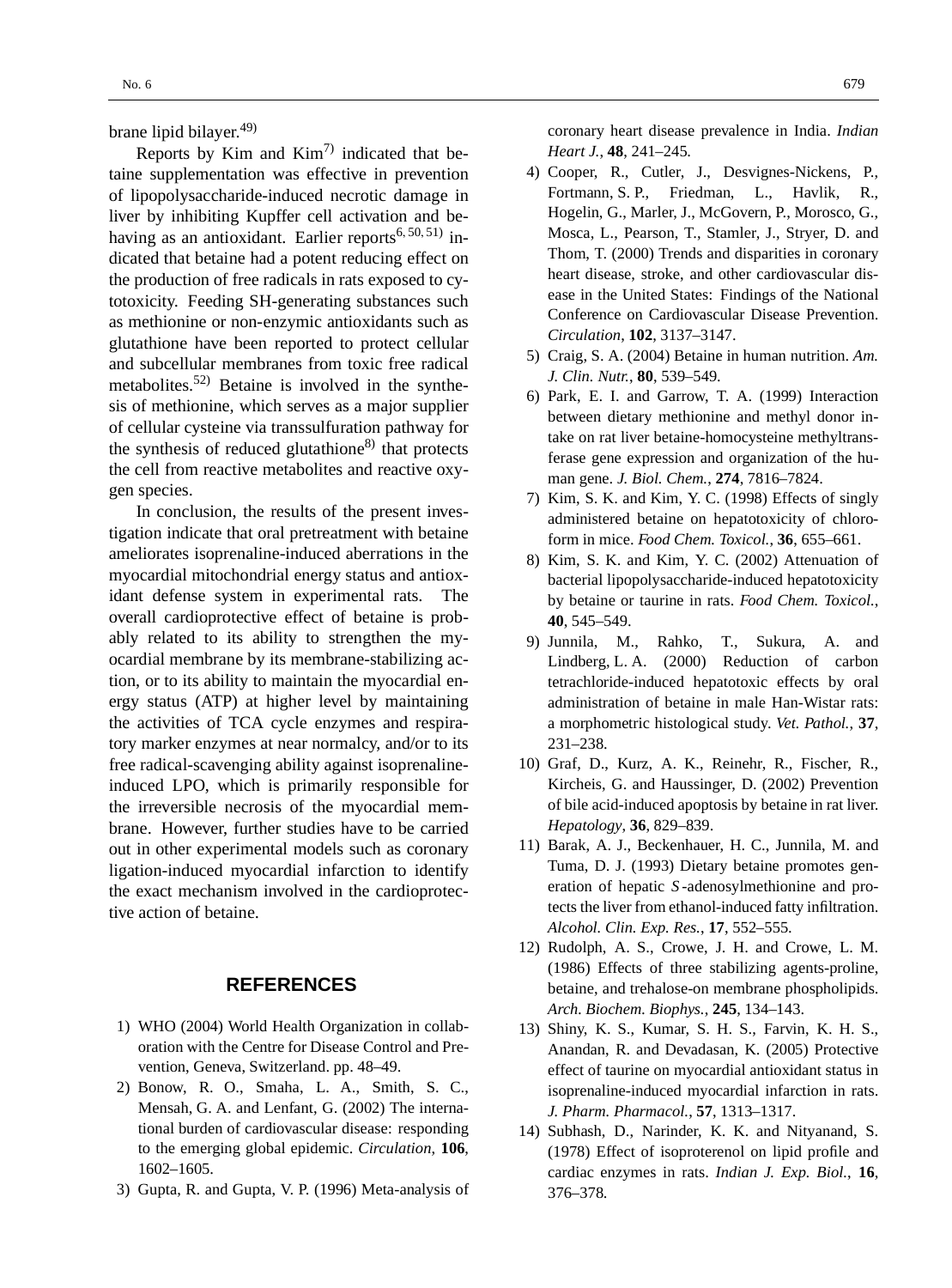brane lipid bilayer.[49)]

Reports by Kim and Kim[7)] indicated that betaine supplementation was effective in prevention of lipopolysaccharide-induced necrotic damage in liver by inhibiting Kupffer cell activation and behaving as an antioxidant. Earlier reports[6, 50, 51)] indicated that betaine had a potent reducing effect on the production of free radicals in rats exposed to cytotoxicity. Feeding SH-generating substances such as methionine or non-enzymic antioxidants such as glutathione have been reported to protect cellular and subcellular membranes from toxic free radical metabolites.[52)] Betaine is involved in the synthesis of methionine, which serves as a major supplier of cellular cysteine via transsulfuration pathway for the synthesis of reduced glutathione[8)] that protects the cell from reactive metabolites and reactive oxygen species.

In conclusion, the results of the present investigation indicate that oral pretreatment with betaine ameliorates isoprenaline-induced aberrations in the myocardial mitochondrial energy status and antioxidant defense system in experimental rats. The overall cardioprotective effect of betaine is probably related to its ability to strengthen the myocardial membrane by its membrane-stabilizing action, or to its ability to maintain the myocardial energy status (ATP) at higher level by maintaining the activities of TCA cycle enzymes and respiratory marker enzymes at near normalcy, and/or to its free radical-scavenging ability against isoprenaline-induced LPO, which is primarily responsible for the irreversible necrosis of the myocardial membrane. However, further studies have to be carried out in other experimental models such as coronary ligation-induced myocardial infarction to identify the exact mechanism involved in the cardioprotective action of betaine.

## REFERENCES

1) WHO (2004) World Health Organization in collaboration with the Centre for Disease Control and Prevention, Geneva, Switzerland. pp. 48–49.
2) Bonow, R. O., Smaha, L. A., Smith, S. C., Mensah, G. A. and Lenfant, G. (2002) The international burden of cardiovascular disease: responding to the emerging global epidemic. *Circulation*, **106**, 1602–1605.
3) Gupta, R. and Gupta, V. P. (1996) Meta-analysis of coronary heart disease prevalence in India. *Indian Heart J.*, **48**, 241–245.
4) Cooper, R., Cutler, J., Desvignes-Nickens, P., Fortmann, S. P., Friedman, L., Havlik, R., Hogelin, G., Marler, J., McGovern, P., Morosco, G., Mosca, L., Pearson, T., Stamler, J., Stryer, D. and Thom, T. (2000) Trends and disparities in coronary heart disease, stroke, and other cardiovascular disease in the United States: Findings of the National Conference on Cardiovascular Disease Prevention. *Circulation*, **102**, 3137–3147.
5) Craig, S. A. (2004) Betaine in human nutrition. *Am. J. Clin. Nutr.*, **80**, 539–549.
6) Park, E. I. and Garrow, T. A. (1999) Interaction between dietary methionine and methyl donor intake on rat liver betaine-homocysteine methyltransferase gene expression and organization of the human gene. *J. Biol. Chem.*, **274**, 7816–7824.
7) Kim, S. K. and Kim, Y. C. (1998) Effects of singly administered betaine on hepatotoxicity of chloroform in mice. *Food Chem. Toxicol.*, **36**, 655–661.
8) Kim, S. K. and Kim, Y. C. (2002) Attenuation of bacterial lipopolysaccharide-induced hepatotoxicity by betaine or taurine in rats. *Food Chem. Toxicol.*, **40**, 545–549.
9) Junnila, M., Rahko, T., Sukura, A. and Lindberg, L. A. (2000) Reduction of carbon tetrachloride-induced hepatotoxic effects by oral administration of betaine in male Han-Wistar rats: a morphometric histological study. *Vet. Pathol.*, **37**, 231–238.
10) Graf, D., Kurz, A. K., Reinehr, R., Fischer, R., Kircheis, G. and Haussinger, D. (2002) Prevention of bile acid-induced apoptosis by betaine in rat liver. *Hepatology*, **36**, 829–839.
11) Barak, A. J., Beckenhauer, H. C., Junnila, M. and Tuma, D. J. (1993) Dietary betaine promotes generation of hepatic *S*-adenosylmethionine and protects the liver from ethanol-induced fatty infiltration. *Alcohol. Clin. Exp. Res.*, **17**, 552–555.
12) Rudolph, A. S., Crowe, J. H. and Crowe, L. M. (1986) Effects of three stabilizing agents-proline, betaine, and trehalose-on membrane phospholipids. *Arch. Biochem. Biophys.*, **245**, 134–143.
13) Shiny, K. S., Kumar, S. H. S., Farvin, K. H. S., Anandan, R. and Devadasan, K. (2005) Protective effect of taurine on myocardial antioxidant status in isoprenaline-induced myocardial infarction in rats. *J. Pharm. Pharmacol.*, **57**, 1313–1317.
14) Subhash, D., Narinder, K. K. and Nityanand, S. (1978) Effect of isoproterenol on lipid profile and cardiac enzymes in rats. *Indian J. Exp. Biol.*, **16**, 376–378.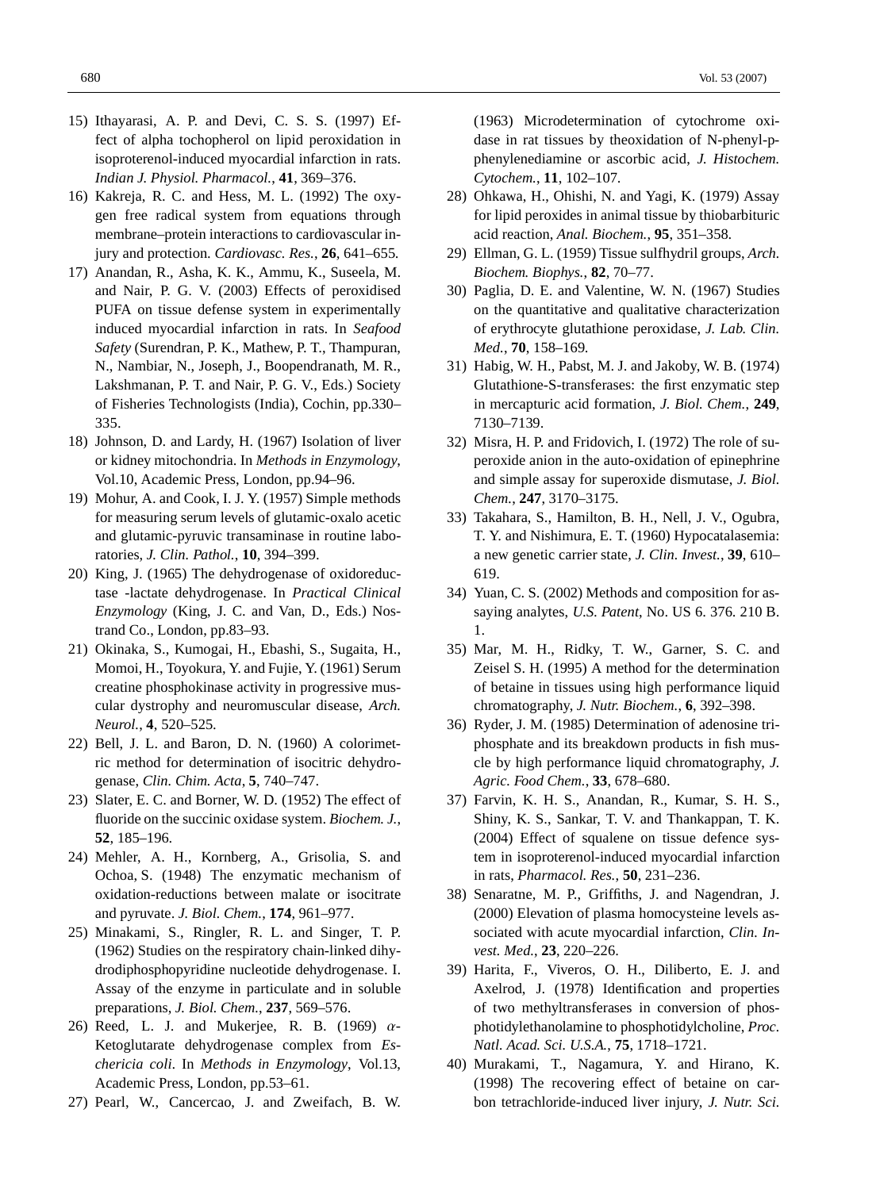15) Ithayarasi, A. P. and Devi, C. S. S. (1997) Effect of alpha tochopherol on lipid peroxidation in isoproterenol-induced myocardial infarction in rats. *Indian J. Physiol. Pharmacol.*, **41**, 369–376.

16) Kakreja, R. C. and Hess, M. L. (1992) The oxygen free radical system from equations through membrane–protein interactions to cardiovascular injury and protection. *Cardiovasc. Res.*, **26**, 641–655.

17) Anandan, R., Asha, K. K., Ammu, K., Suseela, M. and Nair, P. G. V. (2003) Effects of peroxidised PUFA on tissue defense system in experimentally induced myocardial infarction in rats. In *Seafood Safety* (Surendran, P. K., Mathew, P. T., Thampuran, N., Nambiar, N., Joseph, J., Boopendranath, M. R., Lakshmanan, P. T. and Nair, P. G. V., Eds.) Society of Fisheries Technologists (India), Cochin, pp.330–335.

18) Johnson, D. and Lardy, H. (1967) Isolation of liver or kidney mitochondria. In *Methods in Enzymology*, Vol.10, Academic Press, London, pp.94–96.

19) Mohur, A. and Cook, I. J. Y. (1957) Simple methods for measuring serum levels of glutamic-oxalo acetic and glutamic-pyruvic transaminase in routine laboratories, *J. Clin. Pathol.*, **10**, 394–399.

20) King, J. (1965) The dehydrogenase of oxidoreductase -lactate dehydrogenase. In *Practical Clinical Enzymology* (King, J. C. and Van, D., Eds.) Nostrand Co., London, pp.83–93.

21) Okinaka, S., Kumogai, H., Ebashi, S., Sugaita, H., Momoi, H., Toyokura, Y. and Fujie, Y. (1961) Serum creatine phosphokinase activity in progressive muscular dystrophy and neuromuscular disease, *Arch. Neurol.*, **4**, 520–525.

22) Bell, J. L. and Baron, D. N. (1960) A colorimetric method for determination of isocitric dehydrogenase, *Clin. Chim. Acta*, **5**, 740–747.

23) Slater, E. C. and Borner, W. D. (1952) The effect of fluoride on the succinic oxidase system. *Biochem. J.*, **52**, 185–196.

24) Mehler, A. H., Kornberg, A., Grisolia, S. and Ochoa, S. (1948) The enzymatic mechanism of oxidation-reductions between malate or isocitrate and pyruvate. *J. Biol. Chem.*, **174**, 961–977.

25) Minakami, S., Ringler, R. L. and Singer, T. P. (1962) Studies on the respiratory chain-linked dihydrodiphosphopyridine nucleotide dehydrogenase. I. Assay of the enzyme in particulate and in soluble preparations, *J. Biol. Chem.*, **237**, 569–576.

26) Reed, L. J. and Mukerjee, R. B. (1969) $\alpha$-Ketoglutarate dehydrogenase complex from *Eschericia coli*. In *Methods in Enzymology*, Vol.13, Academic Press, London, pp.53–61.

27) Pearl, W., Cancercao, J. and Zweifach, B. W. (1963) Microdetermination of cytochrome oxidase in rat tissues by theoxidation of N-phenyl-p-phenylenediamine or ascorbic acid, *J. Histochem. Cytochem.*, **11**, 102–107.

28) Ohkawa, H., Ohishi, N. and Yagi, K. (1979) Assay for lipid peroxides in animal tissue by thiobarbituric acid reaction, *Anal. Biochem.*, **95**, 351–358.

29) Ellman, G. L. (1959) Tissue sulfhydril groups, *Arch. Biochem. Biophys.*, **82**, 70–77.

30) Paglia, D. E. and Valentine, W. N. (1967) Studies on the quantitative and qualitative characterization of erythrocyte glutathione peroxidase, *J. Lab. Clin. Med.*, **70**, 158–169.

31) Habig, W. H., Pabst, M. J. and Jakoby, W. B. (1974) Glutathione-S-transferases: the first enzymatic step in mercapturic acid formation, *J. Biol. Chem.*, **249**, 7130–7139.

32) Misra, H. P. and Fridovich, I. (1972) The role of superoxide anion in the auto-oxidation of epinephrine and simple assay for superoxide dismutase, *J. Biol. Chem.*, **247**, 3170–3175.

33) Takahara, S., Hamilton, B. H., Nell, J. V., Ogubra, T. Y. and Nishimura, E. T. (1960) Hypocatalasemia: a new genetic carrier state, *J. Clin. Invest.*, **39**, 610–619.

34) Yuan, C. S. (2002) Methods and composition for assaying analytes, *U.S. Patent*, No. US 6. 376. 210 B. 1.

35) Mar, M. H., Ridky, T. W., Garner, S. C. and Zeisel S. H. (1995) A method for the determination of betaine in tissues using high performance liquid chromatography, *J. Nutr. Biochem.*, **6**, 392–398.

36) Ryder, J. M. (1985) Determination of adenosine triphosphate and its breakdown products in fish muscle by high performance liquid chromatography, *J. Agric. Food Chem.*, **33**, 678–680.

37) Farvin, K. H. S., Anandan, R., Kumar, S. H. S., Shiny, K. S., Sankar, T. V. and Thankappan, T. K. (2004) Effect of squalene on tissue defence system in isoproterenol-induced myocardial infarction in rats, *Pharmacol. Res.*, **50**, 231–236.

38) Senaratne, M. P., Griffiths, J. and Nagendran, J. (2000) Elevation of plasma homocysteine levels associated with acute myocardial infarction, *Clin. Invest. Med.*, **23**, 220–226.

39) Harita, F., Viveros, O. H., Diliberto, E. J. and Axelrod, J. (1978) Identification and properties of two methyltransferases in conversion of phosphotidylethanolamine to phosphotidylcholine, *Proc. Natl. Acad. Sci. U.S.A.*, **75**, 1718–1721.

40) Murakami, T., Nagamura, Y. and Hirano, K. (1998) The recovering effect of betaine on carbon tetrachloride-induced liver injury, *J. Nutr. Sci.*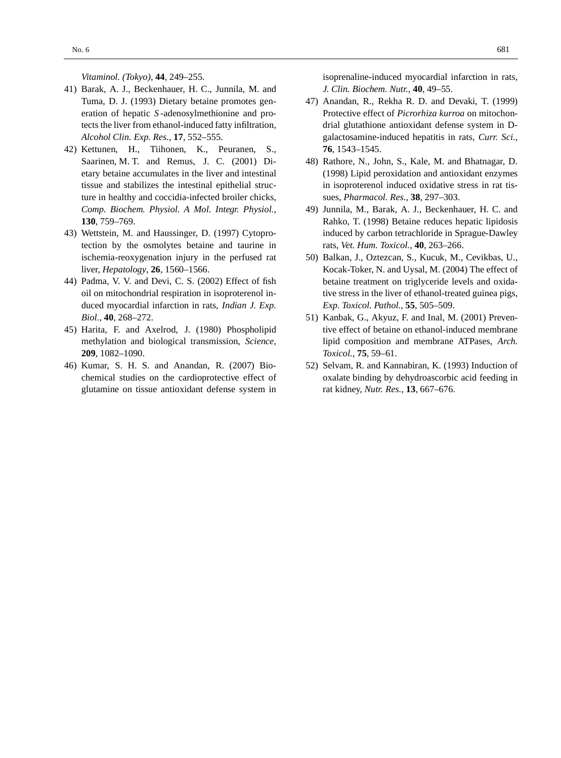*Vitaminol. (Tokyo)*, **44**, 249–255.

41) Barak, A. J., Beckenhauer, H. C., Junnila, M. and Tuma, D. J. (1993) Dietary betaine promotes generation of hepatic *S*-adenosylmethionine and protects the liver from ethanol-induced fatty infiltration, *Alcohol Clin. Exp. Res.*, **17**, 552–555.
42) Kettunen, H., Tiihonen, K., Peuranen, S., Saarinen, M. T. and Remus, J. C. (2001) Dietary betaine accumulates in the liver and intestinal tissue and stabilizes the intestinal epithelial structure in healthy and coccidia-infected broiler chicks, *Comp. Biochem. Physiol. A Mol. Integr. Physiol.*, **130**, 759–769.
43) Wettstein, M. and Haussinger, D. (1997) Cytoprotection by the osmolytes betaine and taurine in ischemia-reoxygenation injury in the perfused rat liver, *Hepatology*, **26**, 1560–1566.
44) Padma, V. V. and Devi, C. S. (2002) Effect of fish oil on mitochondrial respiration in isoproterenol induced myocardial infarction in rats, *Indian J. Exp. Biol.*, **40**, 268–272.
45) Harita, F. and Axelrod, J. (1980) Phospholipid methylation and biological transmission, *Science*, **209**, 1082–1090.
46) Kumar, S. H. S. and Anandan, R. (2007) Biochemical studies on the cardioprotective effect of glutamine on tissue antioxidant defense system in isoprenaline-induced myocardial infarction in rats, *J. Clin. Biochem. Nutr.*, **40**, 49–55.
47) Anandan, R., Rekha R. D. and Devaki, T. (1999) Protective effect of *Picrorhiza kurroa* on mitochondrial glutathione antioxidant defense system in D-galactosamine-induced hepatitis in rats, *Curr. Sci.*, **76**, 1543–1545.
48) Rathore, N., John, S., Kale, M. and Bhatnagar, D. (1998) Lipid peroxidation and antioxidant enzymes in isoproterenol induced oxidative stress in rat tissues, *Pharmacol. Res.*, **38**, 297–303.
49) Junnila, M., Barak, A. J., Beckenhauer, H. C. and Rahko, T. (1998) Betaine reduces hepatic lipidosis induced by carbon tetrachloride in Sprague-Dawley rats, *Vet. Hum. Toxicol.*, **40**, 263–266.
50) Balkan, J., Oztezcan, S., Kucuk, M., Cevikbas, U., Kocak-Toker, N. and Uysal, M. (2004) The effect of betaine treatment on triglyceride levels and oxidative stress in the liver of ethanol-treated guinea pigs, *Exp. Toxicol. Pathol.*, **55**, 505–509.
51) Kanbak, G., Akyuz, F. and Inal, M. (2001) Preventive effect of betaine on ethanol-induced membrane lipid composition and membrane ATPases, *Arch. Toxicol.*, **75**, 59–61.
52) Selvam, R. and Kannabiran, K. (1993) Induction of oxalate binding by dehydroascorbic acid feeding in rat kidney, *Nutr. Res.*, **13**, 667–676.